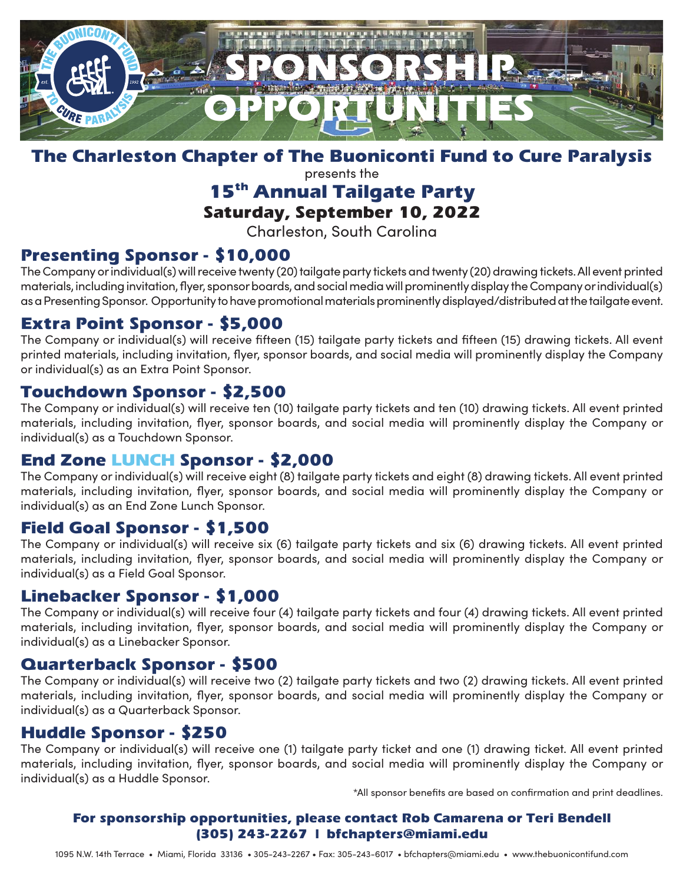# SPONSORSHIP OPPORTUNITIES

## The Charleston Chapter of The Buoniconti Fund to Cure Paralysis

presents the

## 15th Annual Tailgate Party

### Saturday, September 10, 2022

Charleston, South Carolina

## Presenting Sponsor - $10,000

The Company or individual(s) will receive twenty (20) tailgate party tickets and twenty (20) drawing tickets. All event printed materials, including invitation, flyer, sponsor boards, and social media will prominently display the Company or individual(s) as a Presenting Sponsor. Opportunity to have promotional materials prominently displayed/distributed at the tailgate event.

## Extra Point Sponsor - $5,000

The Company or individual(s) will receive fifteen (15) tailgate party tickets and fifteen (15) drawing tickets. All event printed materials, including invitation, flyer, sponsor boards, and social media will prominently display the Company or individual(s) as an Extra Point Sponsor.

## Touchdown Sponsor - $2,500

The Company or individual(s) will receive ten (10) tailgate party tickets and ten (10) drawing tickets. All event printed materials, including invitation, flyer, sponsor boards, and social media will prominently display the Company or individual(s) as a Touchdown Sponsor.

## End Zone LUNCH Sponsor - $2,000

The Company or individual(s) will receive eight (8) tailgate party tickets and eight (8) drawing tickets. All event printed materials, including invitation, flyer, sponsor boards, and social media will prominently display the Company or individual(s) as an End Zone Lunch Sponsor.

## Field Goal Sponsor - $1,500

The Company or individual(s) will receive six (6) tailgate party tickets and six (6) drawing tickets. All event printed materials, including invitation, flyer, sponsor boards, and social media will prominently display the Company or individual(s) as a Field Goal Sponsor.

## Linebacker Sponsor - $1,000

The Company or individual(s) will receive four (4) tailgate party tickets and four (4) drawing tickets. All event printed materials, including invitation, flyer, sponsor boards, and social media will prominently display the Company or individual(s) as a Linebacker Sponsor.

## Quarterback Sponsor - $500

The Company or individual(s) will receive two (2) tailgate party tickets and two (2) drawing tickets. All event printed materials, including invitation, flyer, sponsor boards, and social media will prominently display the Company or individual(s) as a Quarterback Sponsor.

## Huddle Sponsor - $250

The Company or individual(s) will receive one (1) tailgate party ticket and one (1) drawing ticket. All event printed materials, including invitation, flyer, sponsor boards, and social media will prominently display the Company or individual(s) as a Huddle Sponsor.

*All sponsor benefits are based on confirmation and print deadlines.

**For sponsorship opportunities, please contact Rob Camarena or Teri Bendell**
**(305) 243-2267 | bfchapters@miami.edu**

1095 N.W. 14th Terrace • Miami, Florida 33136 • 305-243-2267 • Fax: 305-243-6017 • bfchapters@miami.edu • www.thebuonicontifund.com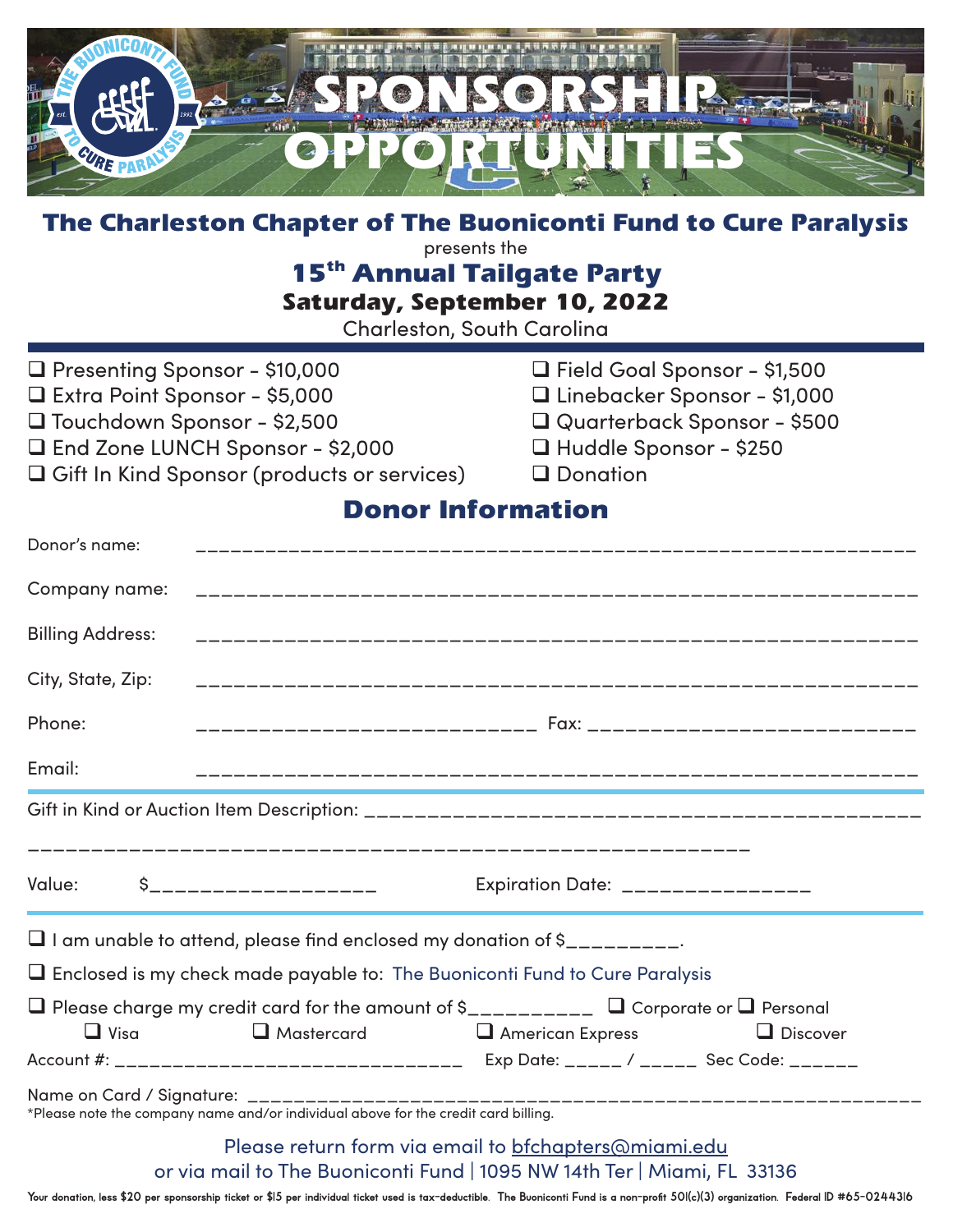# SPONSORSHIP OPPORTUNITIES

## The Charleston Chapter of The Buoniconti Fund to Cure Paralysis

presents the

## 15th Annual Tailgate Party

**Saturday, September 10, 2022**

Charleston, South Carolina

- ❑ Presenting Sponsor – $10,000
- ❑ Extra Point Sponsor – $5,000
- ❑ Touchdown Sponsor – $2,500
- ❑ End Zone LUNCH Sponsor – $2,000
- ❑ Gift In Kind Sponsor (products or services)
- ❑ Field Goal Sponsor – $1,500
- ❑ Linebacker Sponsor – $1,000
- ❑ Quarterback Sponsor – $500
- ❑ Huddle Sponsor – $250
- ❑ Donation

## Donor Information

Donor's name: ______________________________________________________________

Company name: ______________________________________________________________

Billing Address: ______________________________________________________________

City, State, Zip: ______________________________________________________________

Phone: ___________________________ Fax: ___________________________

Email: ______________________________________________________________

Gift in Kind or Auction Item Description: ______________________________________________

______________________________________________________________

Value: $__________________ Expiration Date: _______________

❑ I am unable to attend, please find enclosed my donation of $_________.

❑ Enclosed is my check made payable to: The Buoniconti Fund to Cure Paralysis

❑ Please charge my credit card for the amount of $__________ ❑ Corporate or ❑ Personal

❑ Visa ❑ Mastercard ❑ American Express ❑ Discover

Account #: ______________________________ Exp Date: _____ / _____ Sec Code: ______

Name on Card / Signature: ______________________________________________________________

*Please note the company name and/or individual above for the credit card billing.

Please return form via email to bfchapters@miami.edu
or via mail to The Buoniconti Fund | 1095 NW 14th Ter | Miami, FL 33136

Your donation, less $20 per sponsorship ticket or $15 per individual ticket used is tax-deductible. The Buoniconti Fund is a non-profit 501(c)(3) organization. Federal ID #65-0244316